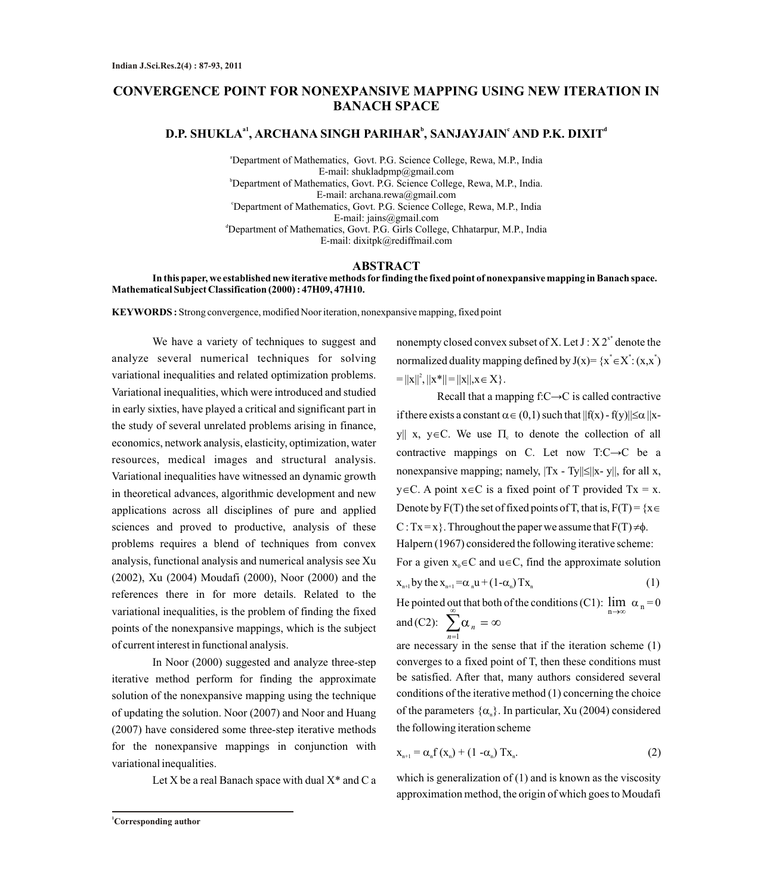# CONVERGENCE POINT FOR NONEXPANSIVE MAPPING USING NEW ITERATION IN BANACH SPACE

**D.P. SHUKLA[a1], ARCHANA SINGH PARIHAR[b], SANJAYJAIN[c] AND P.K. DIXIT[d]**

[a]Department of Mathematics, Govt. P.G. Science College, Rewa, M.P., India
E-mail: shukladpmp@gmail.com

[b]Department of Mathematics, Govt. P.G. Science College, Rewa, M.P., India.
E-mail: archana.rewa@gmail.com

[c]Department of Mathematics, Govt. P.G. Science College, Rewa, M.P., India
E-mail: jains@gmail.com

[d]Department of Mathematics, Govt. P.G. Girls College, Chhatarpur, M.P., India
E-mail: dixitpk@rediffmail.com

## ABSTRACT

**In this paper, we established new iterative methods for finding the fixed point of nonexpansive mapping in Banach space. Mathematical Subject Classification (2000) : 47H09, 47H10.**

**KEYWORDS :** Strong convergence, modified Noor iteration, nonexpansive mapping, fixed point

We have a variety of techniques to suggest and analyze several numerical techniques for solving variational inequalities and related optimization problems. Variational inequalities, which were introduced and studied in early sixties, have played a critical and significant part in the study of several unrelated problems arising in finance, economics, network analysis, elasticity, optimization, water resources, medical images and structural analysis. Variational inequalities have witnessed an dynamic growth in theoretical advances, algorithmic development and new applications across all disciplines of pure and applied sciences and proved to productive, analysis of these problems requires a blend of techniques from convex analysis, functional analysis and numerical analysis see Xu (2002), Xu (2004) Moudafi (2000), Noor (2000) and the references there in for more details. Related to the variational inequalities, is the problem of finding the fixed points of the nonexpansive mappings, which is the subject of current interest in functional analysis.

In Noor (2000) suggested and analyze three-step iterative method perform for finding the approximate solution of the nonexpansive mapping using the technique of updating the solution. Noor (2007) and Noor and Huang (2007) have considered some three-step iterative methods for the nonexpansive mappings in conjunction with variational inequalities.

Let X be a real Banach space with dual X* and C a nonempty closed convex subset of X. Let $J : X\, 2^{x^*}$ denote the normalized duality mapping defined by $J(x)= \{x^* \in X^* : (x,x^*) = \|x\|^2, \|x^*\| = \|x\|, x \in X\}$.

Recall that a mapping $f:C \to C$ is called contractive if there exists a constant $\alpha \in (0,1)$ such that $\|f(x) - f(y)\| \le \alpha \|x-y\|$ x, $y \in C$. We use $\Pi_c$ to denote the collection of all contractive mappings on C. Let now $T:C \to C$ be a nonexpansive mapping; namely, $|Tx - Ty\| \le \|x- y\|$, for all x, $y \in C$. A point $x \in C$ is a fixed point of T provided $Tx = x$. Denote by F(T) the set of fixed points of T, that is, $F(T) = \{x \in C : Tx = x\}$. Throughout the paper we assume that $F(T) \neq \phi$.

Halpern (1967) considered the following iterative scheme: For a given $x_0 \in C$ and $u \in C$, find the approximate solution $x_{n+1}$ by the

$$x_{n+1} = \alpha_n u + (1-\alpha_n) Tx_n \tag{1}$$

He pointed out that both of the conditions (C1): $\lim_{n\to\infty} \alpha_n = 0$ and (C2): $\sum_{n=1}^{\infty} \alpha_n = \infty$

are necessary in the sense that if the iteration scheme (1) converges to a fixed point of T, then these conditions must be satisfied. After that, many authors considered several conditions of the iterative method (1) concerning the choice of the parameters $\{\alpha_n\}$. In particular, Xu (2004) considered the following iteration scheme

$$x_{n+1} = \alpha_n f(x_n) + (1 - \alpha_n) Tx_n. \tag{2}$$

which is generalization of (1) and is known as the viscosity approximation method, the origin of which goes to Moudafi

[1]Corresponding author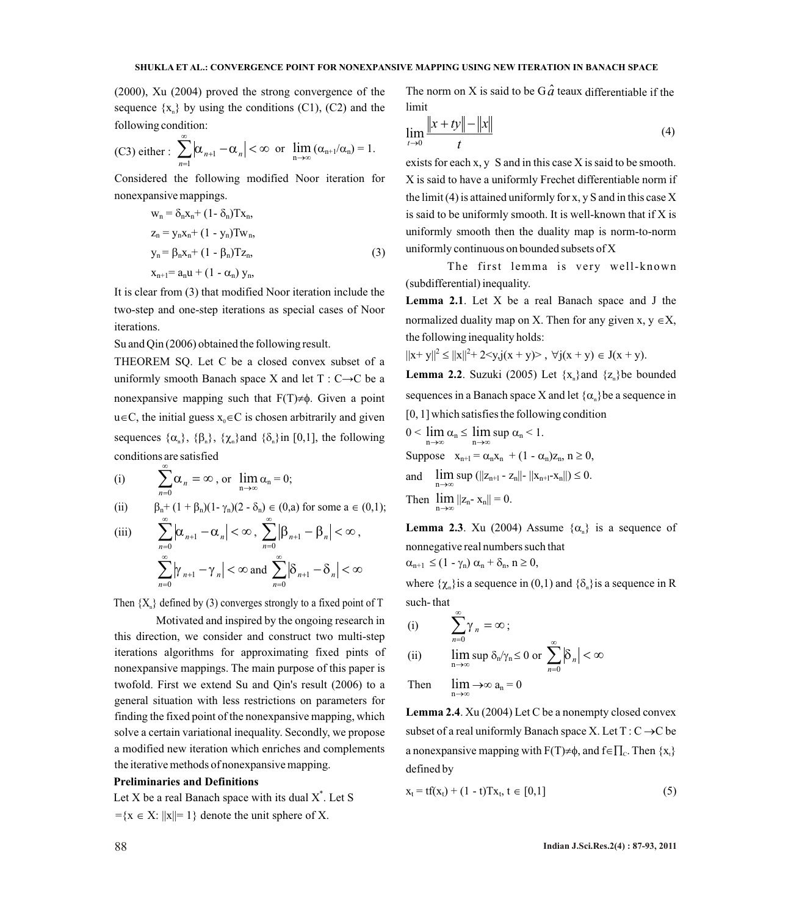(2000), Xu (2004) proved the strong convergence of the sequence $\{x_n\}$ by using the conditions (C1), (C2) and the following condition:

(C3) either : $\sum_{n=1}^{\infty}|\alpha_{n+1}-\alpha_n| < \infty$ or $\lim_{n\to\infty}(\alpha_{n+1}/\alpha_n) = 1$.

Considered the following modified Noor iteration for nonexpansive mappings.

$$
\begin{aligned}
w_n &= \delta_n x_n + (1-\delta_n)Tx_n,\\
z_n &= y_n x_n + (1-y_n)Tw_n,\\
y_n &= \beta_n x_n + (1-\beta_n)Tz_n,\\
x_{n+1} &= a_n u + (1-\alpha_n)\, y_n,
\end{aligned}
\tag{3}
$$

It is clear from (3) that modified Noor iteration include the two-step and one-step iterations as special cases of Noor iterations.

Su and Qin (2006) obtained the following result.

THEOREM SQ. Let C be a closed convex subset of a uniformly smooth Banach space X and let $T : C\to C$ be a nonexpansive mapping such that $F(T)\neq\phi$. Given a point $u\in C$, the initial guess $x_0\in C$ is chosen arbitrarily and given sequences $\{\alpha_n\}$, $\{\beta_n\}$, $\{\chi_n\}$and $\{\delta_n\}$in [0,1], the following conditions are satisfied

(i) $\sum_{n=0}^{\infty}\alpha_n = \infty$, or $\lim_{n\to\infty}\alpha_n = 0$;

(ii) $\beta_n + (1+\beta_n)(1-\gamma_n)(2-\delta_n) \in (0,a)$ for some $a \in (0,1)$;

(iii) $\sum_{n=0}^{\infty}|\alpha_{n+1}-\alpha_n| < \infty$, $\sum_{n=0}^{\infty}|\beta_{n+1}-\beta_n| < \infty$,

$\sum_{n=0}^{\infty}|\gamma_{n+1}-\gamma_n| < \infty$ and $\sum_{n=0}^{\infty}|\delta_{n+1}-\delta_n| < \infty$

Then $\{X_n\}$ defined by (3) converges strongly to a fixed point of T

Motivated and inspired by the ongoing research in this direction, we consider and construct two multi-step iterations algorithms for approximating fixed pints of nonexpansive mappings. The main purpose of this paper is twofold. First we extend Su and Qin's result (2006) to a general situation with less restrictions on parameters for finding the fixed point of the nonexpansive mapping, which solve a certain variational inequality. Secondly, we propose a modified new iteration which enriches and complements the iterative methods of nonexpansive mapping.

**Preliminaries and Definitions**

Let X be a real Banach space with its dual $X^*$. Let S $=\{x \in X: \|x\|= 1\}$ denote the unit sphere of X.

The norm on X is said to be G$\hat{a}$ teaux differentiable if the limit

$$
\lim_{t\to 0}\frac{\|x+ty\|-\|x\|}{t} \tag{4}
$$

exists for each x, y S and in this case X is said to be smooth. X is said to have a uniformly Frechet differentiable norm if the limit (4) is attained uniformly for x, y S and in this case X is said to be uniformly smooth. It is well-known that if X is uniformly smooth then the duality map is norm-to-norm uniformly continuous on bounded subsets of X

The first lemma is very well-known (subdifferential) inequality.

**Lemma 2.1**. Let X be a real Banach space and J the normalized duality map on X. Then for any given $x, y \in X$, the following inequality holds:

$\|x+ y\|^2 \leq \|x\|^2 + 2\langle y, j(x + y)\rangle$, $\forall j(x + y) \in J(x + y)$.

**Lemma 2.2**. Suzuki (2005) Let $\{x_n\}$and $\{z_n\}$be bounded sequences in a Banach space X and let $\{\alpha_n\}$be a sequence in [0, 1] which satisfies the following condition

$0 < \lim_{n\to\infty}\alpha_n \leq \lim_{n\to\infty}\sup\alpha_n < 1$.

Suppose $x_{n+1} = \alpha_n x_n + (1-\alpha_n)z_n,\ n \geq 0$,

and $\lim_{n\to\infty}\sup(\|z_{n+1}-z_n\| - \|x_{n+1}-x_n\|) \leq 0$.

Then $\lim_{n\to\infty}\|z_n - x_n\| = 0$.

**Lemma 2.3**. Xu (2004) Assume $\{\alpha_n\}$ is a sequence of nonnegative real numbers such that

$\alpha_{n+1} \leq (1-\gamma_n)\,\alpha_n + \delta_n,\ n \geq 0$,

where $\{\chi_n\}$is a sequence in (0,1) and $\{\delta_n\}$is a sequence in R such- that

(i) $\sum_{n=0}^{\infty}\gamma_n = \infty$;

(ii) $\lim_{n\to\infty}\sup\delta_n/\gamma_n \leq 0$ or $\sum_{n=0}^{\infty}|\delta_n| < \infty$

Then $\lim_{n\to\infty}\to\infty\ a_n = 0$

**Lemma 2.4**. Xu (2004) Let C be a nonempty closed convex subset of a real uniformly Banach space X. Let $T : C \to C$ be a nonexpansive mapping with $F(T)\neq\phi$, and $f\in\prod_C$. Then $\{x_t\}$ defined by

$$
x_t = tf(x_t) + (1-t)Tx_t,\ t \in [0,1] \tag{5}
$$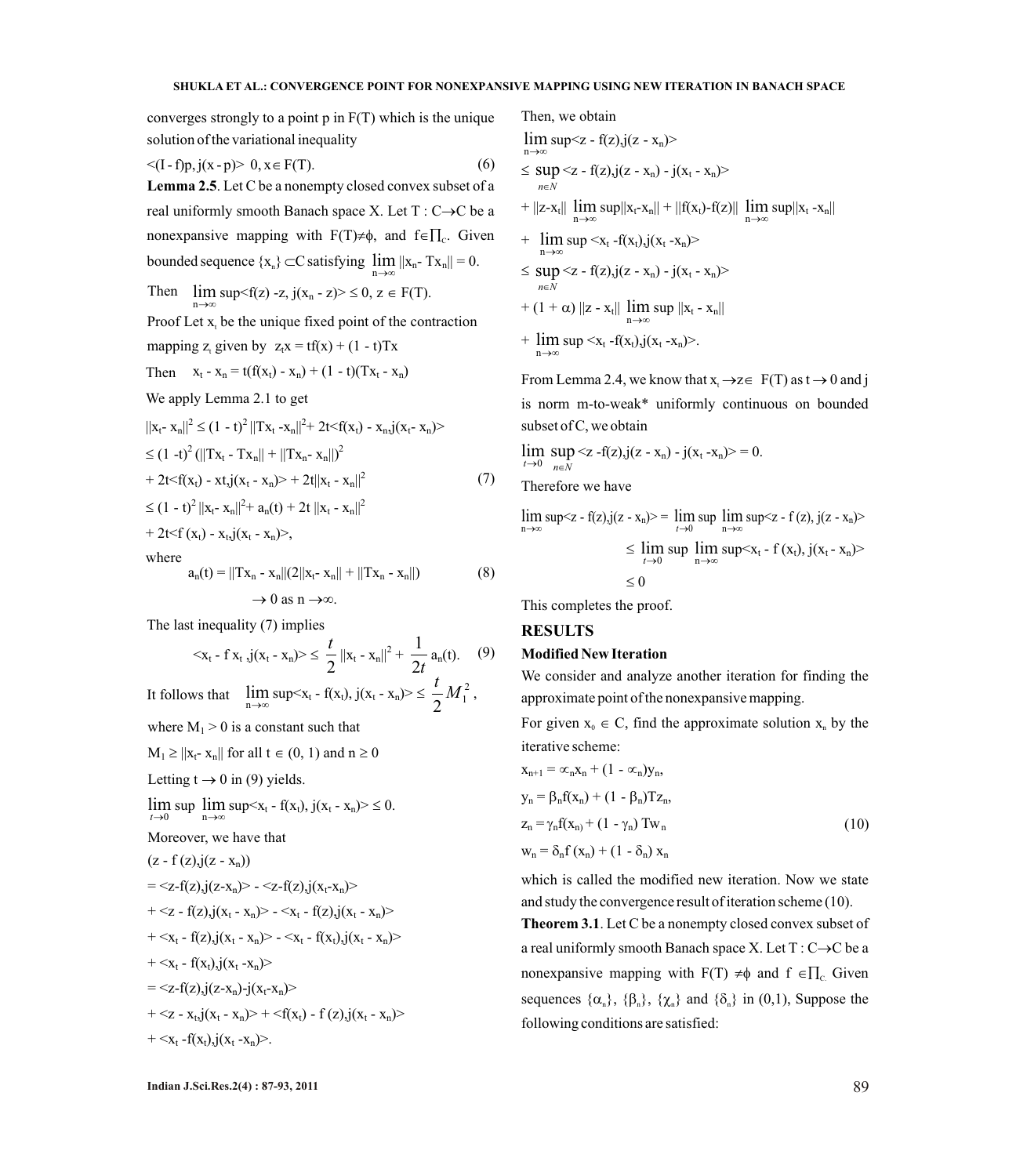converges strongly to a point p in F(T) which is the unique solution of the variational inequality

$$\langle (I - f)p, j(x - p)\rangle \; 0, x \in F(T). \tag{6}$$

**Lemma 2.5**. Let C be a nonempty closed convex subset of a real uniformly smooth Banach space X. Let $T : C \to C$ be a nonexpansive mapping with $F(T) \neq \phi$, and $f \in \prod_C$. Given bounded sequence $\{x_n\} \subset C$ satisfying $\lim_{n\to\infty} \|x_n - Tx_n\| = 0$.

Then $\limsup_{n\to\infty} \langle f(z) - z, j(x_n - z)\rangle \leq 0$, $z \in F(T)$.

Proof Let $x_t$ be the unique fixed point of the contraction mapping $z_t$ given by $z_t x = tf(x) + (1 - t)Tx$

Then $x_t - x_n = t(f(x_t) - x_n) + (1 - t)(Tx_t - x_n)$

We apply Lemma 2.1 to get

$$\|x_t - x_n\|^2 \leq (1 - t)^2 \|Tx_t - x_n\|^2 + 2t\langle f(x_t) - x_n, j(x_t - x_n)\rangle$$

$$\leq (1 - t)^2 (\|Tx_t - Tx_n\| + \|Tx_n - x_n\|)^2$$

$$+ 2t\langle f(x_t) - x_t, j(x_t - x_n)\rangle + 2t\|x_t - x_n\|^2 \tag{7}$$

$$\leq (1 - t)^2 \|x_t - x_n\|^2 + a_n(t) + 2t \|x_t - x_n\|^2$$

$$+ 2t\langle f(x_t) - x_t, j(x_t - x_n)\rangle,$$

where

$$a_n(t) = \|Tx_n - x_n\|(2\|x_t - x_n\| + \|Tx_n - x_n\|) \tag{8}$$

$$\to 0 \text{ as } n \to \infty.$$

The last inequality (7) implies

$$\langle x_t - f x_t, j(x_t - x_n)\rangle \leq \frac{t}{2} \|x_t - x_n\|^2 + \frac{1}{2t} a_n(t). \tag{9}$$

It follows that $\limsup_{n\to\infty} \langle x_t - f(x_t), j(x_t - x_n)\rangle \leq \frac{t}{2} M_1^2$,

where $M_1 > 0$ is a constant such that

$M_1 \geq \|x_t - x_n\|$ for all $t \in (0, 1)$ and $n \geq 0$

Letting $t \to 0$ in (9) yields.

$$\limsup_{t\to 0} \limsup_{n\to\infty} \langle x_t - f(x_t), j(x_t - x_n)\rangle \leq 0.$$

Moreover, we have that

$$(z - f(z), j(z - x_n))$$

$$= \langle z - f(z), j(z - x_n)\rangle - \langle z - f(z), j(x_t - x_n)\rangle$$

$$+ \langle z - f(z), j(x_t - x_n)\rangle - \langle x_t - f(z), j(x_t - x_n)\rangle$$

$$+ \langle x_t - f(z), j(x_t - x_n)\rangle - \langle x_t - f(x_t), j(x_t - x_n)\rangle$$

$$+ \langle x_t - f(x_t), j(x_t - x_n)\rangle$$

$$= \langle z - f(z), j(z - x_n) - j(x_t - x_n)\rangle$$

$$+ \langle z - x_t, j(x_t - x_n)\rangle + \langle f(x_t) - f(z), j(x_t - x_n)\rangle$$

$$+ \langle x_t - f(x_t), j(x_t - x_n)\rangle.$$

Then, we obtain

$$\limsup_{n\to\infty} \langle z - f(z), j(z - x_n)\rangle$$

$$\leq \sup_{n\in N} \langle z - f(z), j(z - x_n) - j(x_t - x_n)\rangle$$

$$+ \|z - x_t\| \limsup_{n\to\infty} \|x_t - x_n\| + \|f(x_t) - f(z)\| \limsup_{n\to\infty} \|x_t - x_n\|$$

$$+ \limsup_{n\to\infty} \langle x_t - f(x_t), j(x_t - x_n)\rangle$$

$$\leq \sup_{n\in N} \langle z - f(z), j(z - x_n) - j(x_t - x_n)\rangle$$

$$+ (1 + \alpha) \|z - x_t\| \limsup_{n\to\infty} \|x_t - x_n\|$$

$$+ \limsup_{n\to\infty} \langle x_t - f(x_t), j(x_t - x_n)\rangle.$$

From Lemma 2.4, we know that $x_t \to z \in F(T)$ as $t \to 0$ and j is norm m-to-weak* uniformly continuous on bounded subset of C, we obtain

$$\lim_{t\to 0} \sup_{n\in N} \langle z - f(z), j(z - x_n) - j(x_t - x_n)\rangle = 0.$$

Therefore we have

$$\limsup_{n\to\infty} \langle z - f(z), j(z - x_n)\rangle = \limsup_{t\to 0} \limsup_{n\to\infty} \langle z - f(z), j(z - x_n)\rangle$$

$$\leq \limsup_{t\to 0} \limsup_{n\to\infty} \langle x_t - f(x_t), j(x_t - x_n)\rangle$$

$$\leq 0$$

This completes the proof.

## RESULTS

### Modified New Iteration

We consider and analyze another iteration for finding the approximate point of the nonexpansive mapping.

For given $x_0 \in C$, find the approximate solution $x_n$ by the iterative scheme:

$$x_{n+1} = \alpha_n x_n + (1 - \alpha_n) y_n,$$

$$y_n = \beta_n f(x_n) + (1 - \beta_n) Tz_n,$$

$$z_n = \gamma_n f(x_n) + (1 - \gamma_n) Tw_n \tag{10}$$

$$w_n = \delta_n f(x_n) + (1 - \delta_n) x_n$$

which is called the modified new iteration. Now we state and study the convergence result of iteration scheme (10).

**Theorem 3.1**. Let C be a nonempty closed convex subset of a real uniformly smooth Banach space X. Let $T : C \to C$ be a nonexpansive mapping with $F(T) \neq \phi$ and $f \in \prod_C$. Given sequences $\{\alpha_n\}$, $\{\beta_n\}$, $\{\chi_n\}$ and $\{\delta_n\}$ in (0,1), Suppose the following conditions are satisfied: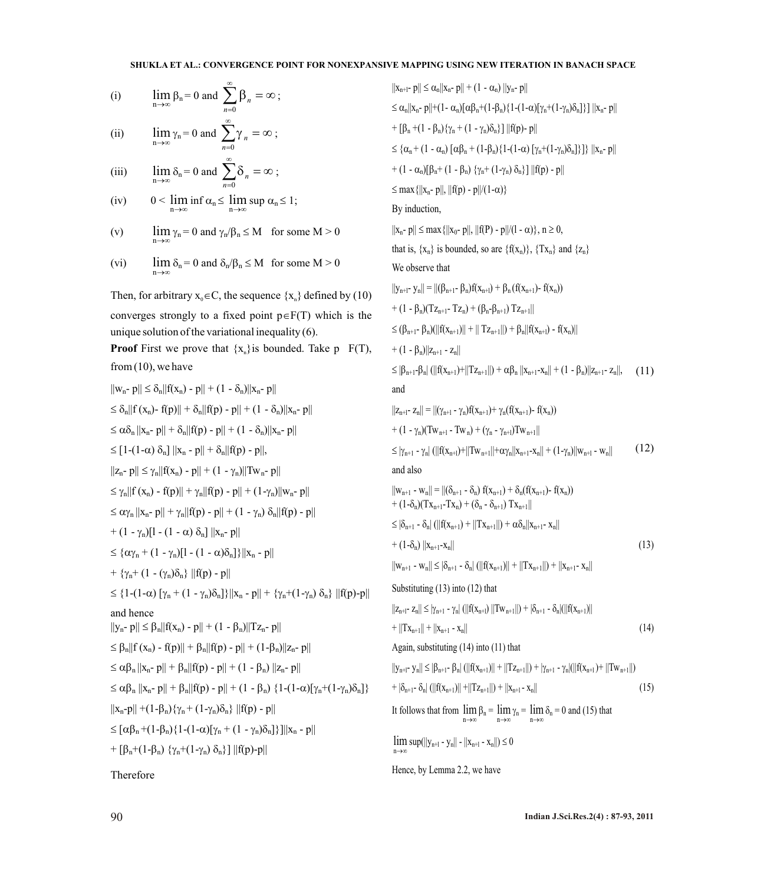(i) $\lim_{n\to\infty} \beta_n = 0$ and $\sum_{n=0}^{\infty} \beta_n = \infty$;

(ii) $\lim_{n\to\infty} \gamma_n = 0$ and $\sum_{n=0}^{\infty} \gamma_n = \infty$;

(iii) $\lim_{n\to\infty} \delta_n = 0$ and $\sum_{n=0}^{\infty} \delta_n = \infty$;

(iv) $0 < \lim_{n\to\infty} \inf \alpha_n \leq \lim_{n\to\infty} \sup \alpha_n \leq 1$;

(v) $\lim_{n\to\infty} \gamma_n = 0$ and $\gamma_n/\beta_n \leq M$ for some $M > 0$

(vi) $\lim_{n\to\infty} \delta_n = 0$ and $\delta_n/\beta_n \leq M$ for some $M > 0$

Then, for arbitrary $x_0 \in C$, the sequence $\{x_n\}$ defined by (10) converges strongly to a fixed point $p \in F(T)$ which is the unique solution of the variational inequality (6).

**Proof** First we prove that $\{x_n\}$ is bounded. Take p F(T), from (10), we have

$$\|w_n - p\| \leq \delta_n\|f(x_n) - p\| + (1 - \delta_n)\|x_n - p\|$$

$$\leq \delta_n\|f(x_n) - f(p)\| + \delta_n\|f(p) - p\| + (1 - \delta_n)\|x_n - p\|$$

$$\leq \alpha\delta_n\|x_n - p\| + \delta_n\|f(p) - p\| + (1 - \delta_n)\|x_n - p\|$$

$$\leq [1 - (1-\alpha)\delta_n]\|x_n - p\| + \delta_n\|f(p) - p\|,$$

$$\|z_n - p\| \leq \gamma_n\|f(x_n) - p\| + (1 - \gamma_n)\|Tw_n - p\|$$

$$\leq \gamma_n\|f(x_n) - f(p)\| + \gamma_n\|f(p) - p\| + (1-\gamma_n)\|w_n - p\|$$

$$\leq \alpha\gamma_n\|x_n - p\| + \gamma_n\|f(p) - p\| + (1 - \gamma_n)\delta_n\|f(p) - p\|$$

$$+ (1 - \gamma_n)[1 - (1 - \alpha)\delta_n]\|x_n - p\|$$

$$\leq \{\alpha\gamma_n + (1 - \gamma_n)[1 - (1 - \alpha)\delta_n]\}\|x_n - p\|$$

$$+ \{\gamma_n + (1 - (\gamma_n)\delta_n\}\|f(p) - p\|$$

$$\leq \{1-(1-\alpha)[\gamma_n + (1 - \gamma_n)\delta_n]\}\|x_n - p\| + \{\gamma_n + (1-\gamma_n)\delta_n\}\|f(p) - p\|$$

and hence

$$\|y_n - p\| \leq \beta_n\|f(x_n) - p\| + (1 - \beta_n)\|Tz_n - p\|$$

$$\leq \beta_n\|f(x_n) - f(p)\| + \beta_n\|f(p) - p\| + (1-\beta_n)\|z_n - p\|$$

$$\leq \alpha\beta_n\|x_n - p\| + \beta_n\|f(p) - p\| + (1 - \beta_n)\|z_n - p\|$$

$$\leq \alpha\beta_n\|x_n - p\| + \beta_n\|f(p) - p\| + (1 - \beta_n)\{1-(1-\alpha)[\gamma_n + (1-\gamma_n)\delta_n]\}$$

$$\|x_n - p\| + (1-\beta_n)\{\gamma_n + (1-\gamma_n)\delta_n\}\|f(p) - p\|$$

$$\leq [\alpha\beta_n + (1-\beta_n)\{1-(1-\alpha)[\gamma_n + (1-\gamma_n)\delta_n]\}]\|x_n - p\|$$

$$+ [\beta_n + (1-\beta_n)\{\gamma_n + (1-\gamma_n)\delta_n\}]\|f(p) - p\|$$

Therefore

$$\|x_{n+1} - p\| \leq \alpha_n\|x_n - p\| + (1 - \alpha_n)\|y_n - p\|$$

$$\leq \alpha_n\|x_n - p\| + (1-\alpha_n)[\alpha\beta_n + (1-\beta_n)\{1-(1-\alpha)[\gamma_n + (1-\gamma_n)\delta_n]\}]\|x_n - p\|$$

$$+ [\beta_n + (1-\beta_n)\{\gamma_n + (1-\gamma_n)\delta_n\}]\|f(p) - p\|$$

$$\leq \{\alpha_n + (1-\alpha_n)[\alpha\beta_n + (1-\beta_n)\{1-(1-\alpha)[\gamma_n + (1-\gamma_n)\delta_n]\}]\}\|x_n - p\|$$

$$+ (1-\alpha_n)[\beta_n + (1-\beta_n)\{\gamma_n + (1-\gamma_n)\delta_n\}]\|f(p) - p\|$$

$$\leq \max\{\|x_n - p\|, \|f(p) - p\|/(1-\alpha)\}$$

By induction,

$$\|x_n - p\| \leq \max\{\|x_0 - p\|, \|f(P) - p\|/(1-\alpha)\}, n \geq 0,$$

that is, $\{x_n\}$ is bounded, so are $\{f(x_n)\}$, $\{Tx_n\}$ and $\{z_n\}$

We observe that

$$\|y_{n+1} - y_n\| = \|(\beta_{n+1} - \beta_n)f(x_{n+1}) + \beta_n(f(x_{n+1}) - f(x_n))$$

$$+ (1 - \beta_n)(Tz_{n+1} - Tz_n) + (\beta_n - \beta_{n+1})Tz_{n+1}\|$$

$$\leq (\beta_{n+1} - \beta_n)(\|f(x_{n+1})\| + \|Tz_{n+1}\|) + \beta_n\|f(x_{n+1}) - f(x_n)\|$$

$$+ (1 - \beta_n)\|z_{n+1} - z_n\|$$

$$\leq |\beta_{n+1} - \beta_n|(\|f(x_{n+1})\| + \|Tz_{n+1}\|) + \alpha\beta_n\|x_{n+1} - x_n\| + (1 - \beta_n)\|z_{n+1} - z_n\|, \quad (11)$$

and

$$\|z_{n+1} - z_n\| = \|(\gamma_{n+1} - \gamma_n)f(x_{n+1}) + \gamma_n(f(x_{n+1}) - f(x_n))$$

$$+ (1 - \gamma_n)(Tw_{n+1} - Tw_n) + (\gamma_n - \gamma_{n+1})Tw_{n+1}\|$$

$$\leq |\gamma_{n+1} - \gamma_n|(\|f(x_{n+1})\| + \|Tw_{n+1}\|) + \alpha\gamma_n\|x_{n+1} - x_n\| + (1-\gamma_n)\|w_{n+1} - w_n\| \quad (12)$$

and also

$$\|w_{n+1} - w_n\| = \|(\delta_{n+1} - \delta_n)f(x_{n+1}) + \delta_n(f(x_{n+1}) - f(x_n))$$
$$+ (1-\delta_n)(Tx_{n+1} - Tx_n) + (\delta_n - \delta_{n+1})Tx_{n+1}\|$$

$$\leq |\delta_{n+1} - \delta_n|(\|f(x_{n+1})\| + \|Tx_{n+1}\|) + \alpha\delta_n\|x_{n+1} - x_n\|$$

$$+ (1-\delta_n)\|x_{n+1} - x_n\| \quad (13)$$

$$\|w_{n+1} - w_n\| \leq |\delta_{n+1} - \delta_n|(\|f(x_{n+1})\| + \|Tx_{n+1}\|) + \|x_{n+1} - x_n\|$$

Substituting (13) into (12) that

$$\|z_{n+1} - z_n\| \leq |\gamma_{n+1} - \gamma_n|(\|f(x_{n+1})\| \|Tw_{n+1}\|) + |\delta_{n+1} - \delta_n|(\|f(x_{n+1})\|$$

$$+ \|Tx_{n+1}\| + \|x_{n+1} - x_n\| \quad (14)$$

Again, substituting (14) into (11) that

$$\|y_{n+1} - y_n\| \leq |\beta_{n+1} - \beta_n|(\|f(x_{n+1})\| + \|Tz_{n+1}\|) + |\gamma_{n+1} - \gamma_n|(\|f(x_{n+1})\| + \|Tw_{n+1}\|)$$

$$+ |\delta_{n+1} - \delta_n|(\|f(x_{n+1})\| + \|Tz_{n+1}\|) + \|x_{n+1} - x_n\| \quad (15)$$

It follows that from $\lim_{n\to\infty} \beta_n = \lim_{n\to\infty} \gamma_n = \lim_{n\to\infty} \delta_n = 0$ and (15) that

$$\lim_{n\to\infty} \sup(\|y_{n+1} - y_n\| - \|x_{n+1} - x_n\|) \leq 0$$

Hence, by Lemma 2.2, we have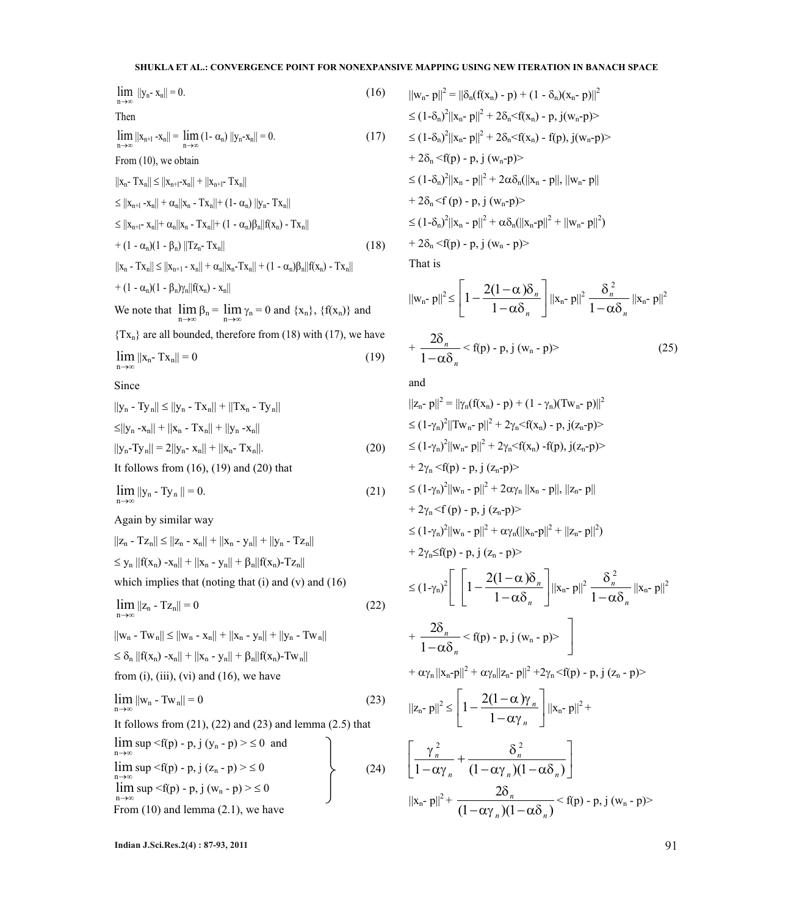$$\lim_{n\to\infty} ||y_n - x_n|| = 0. \tag{16}$$

Then

$$\lim_{n\to\infty} ||x_{n+1} - x_n|| = \lim_{n\to\infty} (1 - \alpha_n)\, ||y_n - x_n|| = 0. \tag{17}$$

From (10), we obtain

$$||x_n - Tx_n|| \le ||x_{n+1} - x_n|| + ||x_{n+1} - Tx_n||$$

$$\le ||x_{n+1} - x_n|| + \alpha_n ||x_n - Tx_n|| + (1 - \alpha_n)\, ||y_n - Tx_n||$$

$$\le ||x_{n+1} - x_n|| + \alpha_n ||x_n - Tx_n|| + (1 - \alpha_n)\beta_n ||f(x_n) - Tx_n||$$

$$+ (1 - \alpha_n)(1 - \beta_n)\, ||Tz_n - Tx_n|| \tag{18}$$

$$||x_n - Tx_n|| \le ||x_{n+1} - x_n|| + \alpha_n ||x_n - Tx_n|| + (1 - \alpha_n)\beta_n ||f(x_n) - Tx_n||$$

$$+ (1 - \alpha_n)(1 - \beta_n)\gamma_n ||f(x_n) - x_n||$$

We note that $\lim_{n\to\infty} \beta_n = \lim_{n\to\infty} \gamma_n = 0$ and $\{x_n\}$, $\{f(x_n)\}$ and $\{Tx_n\}$ are all bounded, therefore from (18) with (17), we have

$$\lim_{n\to\infty} ||x_n - Tx_n|| = 0 \tag{19}$$

Since

$$||y_n - Ty_n|| \le ||y_n - Tx_n|| + ||Tx_n - Ty_n||$$

$$\le ||y_n - x_n|| + ||x_n - Tx_n|| + ||y_n - x_n||$$

$$||y_n - Ty_n|| = 2||y_n - x_n|| + ||x_n - Tx_n||. \tag{20}$$

It follows from (16), (19) and (20) that

$$\lim_{n\to\infty} ||y_n - Ty_n|| = 0. \tag{21}$$

Again by similar way

$$||z_n - Tz_n|| \le ||z_n - x_n|| + ||x_n - y_n|| + ||y_n - Tz_n||$$

$$\le y_n\, ||f(x_n) - x_n|| + ||x_n - y_n|| + \beta_n ||f(x_n) - Tz_n||$$

which implies that (noting that (i) and (v) and (16)

$$\lim_{n\to\infty} ||z_n - Tz_n|| = 0 \tag{22}$$

$$||w_n - Tw_n|| \le ||w_n - x_n|| + ||x_n - y_n|| + ||y_n - Tw_n||$$

$$\le \delta_n\, ||f(x_n) - x_n|| + ||x_n - y_n|| + \beta_n ||f(x_n) - Tw_n||$$

from (i), (iii), (vi) and (16), we have

$$\lim_{n\to\infty} ||w_n - Tw_n|| = 0 \tag{23}$$

It follows from (21), (22) and (23) and lemma (2.5) that

$$\left.\begin{aligned}
&\limsup_{n\to\infty} \langle f(p) - p, j(y_n - p)\rangle \le 0 \text{ and}\\
&\limsup_{n\to\infty} \langle f(p) - p, j(z_n - p)\rangle \le 0\\
&\limsup_{n\to\infty} \langle f(p) - p, j(w_n - p)\rangle \le 0
\end{aligned}\right\} \tag{24}$$

From (10) and lemma (2.1), we have

$$||w_n - p||^2 = ||\delta_n(f(x_n) - p) + (1 - \delta_n)(x_n - p)||^2$$

$$\le (1-\delta_n)^2 ||x_n - p||^2 + 2\delta_n \langle f(x_n) - p, j(w_n - p)\rangle$$

$$\le (1-\delta_n)^2 ||x_n - p||^2 + 2\delta_n \langle f(x_n) - f(p), j(w_n - p)\rangle$$

$$+ 2\delta_n \langle f(p) - p, j(w_n - p)\rangle$$

$$\le (1-\delta_n)^2 ||x_n - p||^2 + 2\alpha\delta_n (||x_n - p||, ||w_n - p||$$

$$+ 2\delta_n \langle f(p) - p, j(w_n - p)\rangle$$

$$\le (1-\delta_n)^2 ||x_n - p||^2 + \alpha\delta_n (||x_n - p||^2 + ||w_n - p||^2)$$

$$+ 2\delta_n \langle f(p) - p, j(w_n - p)\rangle$$

That is

$$||w_n - p||^2 \le \left[1 - \frac{2(1-\alpha)\delta_n}{1 - \alpha\delta_n}\right] ||x_n - p||^2\ \frac{\delta_n^2}{1 - \alpha\delta_n}\, ||x_n - p||^2$$

$$+ \frac{2\delta_n}{1 - \alpha\delta_n} \langle f(p) - p, j(w_n - p)\rangle \tag{25}$$

and

$$||z_n - p||^2 = ||\gamma_n(f(x_n) - p) + (1 - \gamma_n)(Tw_n - p)||^2$$

$$\le (1-\gamma_n)^2 ||Tw_n - p||^2 + 2\gamma_n \langle f(x_n) - p, j(z_n - p)\rangle$$

$$\le (1-\gamma_n)^2 ||w_n - p||^2 + 2\gamma_n \langle f(x_n) - f(p), j(z_n - p)\rangle$$

$$+ 2\gamma_n \langle f(p) - p, j(z_n - p)\rangle$$

$$\le (1-\gamma_n)^2 ||w_n - p||^2 + 2\alpha\gamma_n\, ||x_n - p||, ||z_n - p||$$

$$+ 2\gamma_n \langle f(p) - p, j(z_n - p)\rangle$$

$$\le (1-\gamma_n)^2 ||w_n - p||^2 + \alpha\gamma_n (||x_n - p||^2 + ||z_n - p||^2)$$

$$+ 2\gamma_n \le f(p) - p, j(z_n - p)\rangle$$

$$\le (1-\gamma_n)^2 \Bigg[\left[1 - \frac{2(1-\alpha)\delta_n}{1 - \alpha\delta_n}\right] ||x_n - p||^2\ \frac{\delta_n^2}{1 - \alpha\delta_n}\, ||x_n - p||^2$$

$$+ \frac{2\delta_n}{1 - \alpha\delta_n} \langle f(p) - p, j(w_n - p)\rangle \Bigg]$$

$$+ \alpha\gamma_n ||x_n - p||^2 + \alpha\gamma_n ||z_n - p||^2 + 2\gamma_n \langle f(p) - p, j(z_n - p)\rangle$$

$$||z_n - p||^2 \le \left[1 - \frac{2(1-\alpha)\gamma_n}{1 - \alpha\gamma_n}\right] ||x_n - p||^2 +$$

$$\left[\frac{\gamma_n^2}{1 - \alpha\gamma_n} + \frac{\delta_n^2}{(1 - \alpha\gamma_n)(1 - \alpha\delta_n)}\right]$$

$$||x_n - p||^2 + \frac{2\delta_n}{(1 - \alpha\gamma_n)(1 - \alpha\delta_n)} \langle f(p) - p, j(w_n - p)\rangle$$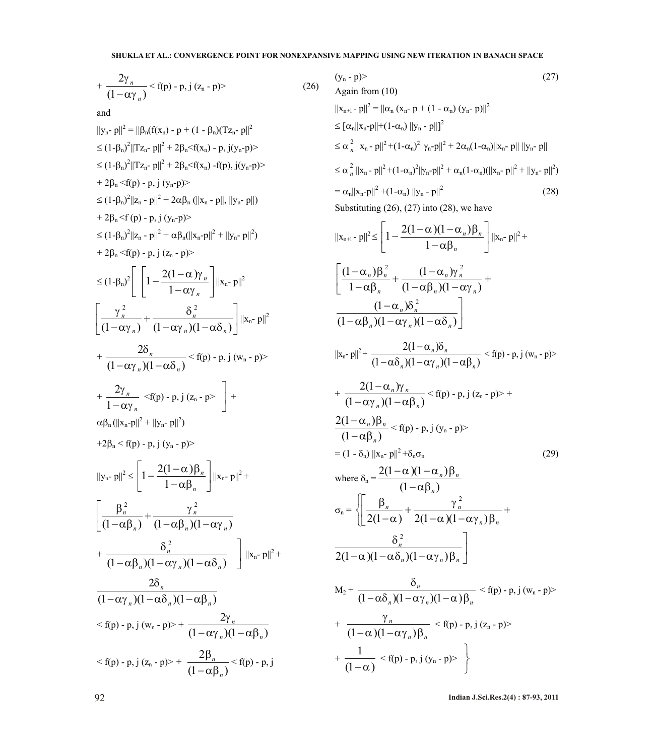$$+ \frac{2\gamma_n}{(1-\alpha\gamma_n)} < f(p) - p, j(z_n - p)> \quad (26)$$

and

$$||y_n - p||^2 = ||\beta_n(f(x_n) - p + (1-\beta_n)(Tz_n - p||^2$$

$$\leq (1-\beta_n)^2||Tz_n - p||^2 + 2\beta_n<f(x_n) - p, j(y_n-p)>$$

$$\leq (1-\beta_n)^2||Tz_n - p||^2 + 2\beta_n<f(x_n) - f(p), j(y_n-p)>$$

$$+ 2\beta_n <f(p) - p, j(y_n-p)>$$

$$\leq (1-\beta_n)^2||z_n - p||^2 + 2\alpha\beta_n (||x_n - p||, ||y_n - p||)$$

$$+ 2\beta_n <f(p) - p, j(y_n-p)>$$

$$\leq (1-\beta_n)^2||z_n - p||^2 + \alpha\beta_n(||x_n-p||^2 + ||y_n - p||^2)$$

$$+ 2\beta_n <f(p) - p, j(z_n - p)>$$

$$\leq (1-\beta_n)^2 \left[ \left[1 - \frac{2(1-\alpha)\gamma_n}{1-\alpha\gamma_n}\right] ||x_n - p||^2 \right.$$

$$\left[\frac{\gamma_n^2}{(1-\alpha\gamma_n)} + \frac{\delta_n^2}{(1-\alpha\gamma_n)(1-\alpha\delta_n)}\right] ||x_n - p||^2$$

$$+ \frac{2\delta_n}{(1-\alpha\gamma_n)(1-\alpha\delta_n)} < f(p) - p, j(w_n - p)>$$

$$\left. + \frac{2\gamma_n}{1-\alpha\gamma_n} <f(p) - p, j(z_n - p> \right] +$$

$$\alpha\beta_n(||x_n-p||^2 + ||y_n - p||^2)$$

$$+2\beta_n < f(p) - p, j(y_n - p)>$$

$$||y_n - p||^2 \leq \left[1 - \frac{2(1-\alpha)\beta_n}{1-\alpha\beta_n}\right] ||x_n - p||^2 +$$

$$\left[\frac{\beta_n^2}{(1-\alpha\beta_n)} + \frac{\gamma_n^2}{(1-\alpha\beta_n)(1-\alpha\gamma_n)}\right.$$

$$\left. + \frac{\delta_n^2}{(1-\alpha\beta_n)(1-\alpha\gamma_n)(1-\alpha\delta_n)} \right] ||x_n - p||^2 +$$

$$\frac{2\delta_n}{(1-\alpha\gamma_n)(1-\alpha\delta_n)(1-\alpha\beta_n)}$$

$$< f(p) - p, j(w_n - p)> + \frac{2\gamma_n}{(1-\alpha\gamma_n)(1-\alpha\beta_n)}$$

$$< f(p) - p, j(z_n - p)> + \frac{2\beta_n}{(1-\alpha\beta_n)} < f(p) - p, j$$

$$(y_n - p)> \quad (27)$$

Again from (10)

$$||x_{n+1} - p||^2 = ||\alpha_n (x_n - p + (1-\alpha_n)(y_n - p)||^2$$

$$\leq [\alpha_n||x_n-p|| + (1-\alpha_n)||y_n - p||]^2$$

$$\leq \alpha_n^2 ||x_n - p||^2 + (1-\alpha_n)^2||y_n-p||^2 + 2\alpha_n(1-\alpha_n)||x_n - p||\,||y_n - p||$$

$$\leq \alpha_n^2 ||x_n - p||^2 + (1-\alpha_n)^2||y_n-p||^2 + \alpha_n(1-\alpha_n)(||x_n - p||^2 + ||y_n - p||^2)$$

$$= \alpha_n||x_n-p||^2 + (1-\alpha_n)||y_n - p||^2 \quad (28)$$

Substituting (26), (27) into (28), we have

$$||x_{n+1} - p||^2 \leq \left[1 - \frac{2(1-\alpha)(1-\alpha_n)\beta_n}{1-\alpha\beta_n}\right] ||x_n - p||^2 +$$

$$\left[\frac{(1-\alpha_n)\beta_n^2}{1-\alpha\beta_n} + \frac{(1-\alpha_n)\gamma_n^2}{(1-\alpha\beta_n)(1-\alpha\gamma_n)} + \frac{(1-\alpha_n)\delta_n^2}{(1-\alpha\beta_n)(1-\alpha\gamma_n)(1-\alpha\delta_n)}\right]$$

$$||x_n - p||^2 + \frac{2(1-\alpha_n)\delta_n}{(1-\alpha\delta_n)(1-\alpha\gamma_n)(1-\alpha\beta_n)} < f(p) - p, j(w_n - p)>$$

$$+ \frac{2(1-\alpha_n)\gamma_n}{(1-\alpha\gamma_n)(1-\alpha\beta_n)} < f(p) - p, j(z_n - p)> +$$

$$\frac{2(1-\alpha_n)\beta_n}{(1-\alpha\beta_n)} < f(p) - p, j(y_n - p)>$$

$$= (1-\delta_n)||x_n - p||^2 + \delta_n\sigma_n \quad (29)$$

where $\delta_n = \dfrac{2(1-\alpha)(1-\alpha_n)\beta_n}{(1-\alpha\beta_n)}$

$$\sigma_n = \left\{ \left[\frac{\beta_n}{2(1-\alpha)} + \frac{\gamma_n^2}{2(1-\alpha)(1-\alpha\gamma_n)\beta_n} + \frac{\delta_n^2}{2(1-\alpha)(1-\alpha\delta_n)(1-\alpha\gamma_n)\beta_n}\right]\right.$$

$$M_2 + \frac{\delta_n}{(1-\alpha\delta_n)(1-\alpha\gamma_n)(1-\alpha)\beta_n} < f(p) - p, j(w_n - p)>$$

$$+ \frac{\gamma_n}{(1-\alpha)(1-\alpha\gamma_n)\beta_n} < f(p) - p, j(z_n - p)>$$

$$\left. + \frac{1}{(1-\alpha)} < f(p) - p, j(y_n - p)> \right\}$$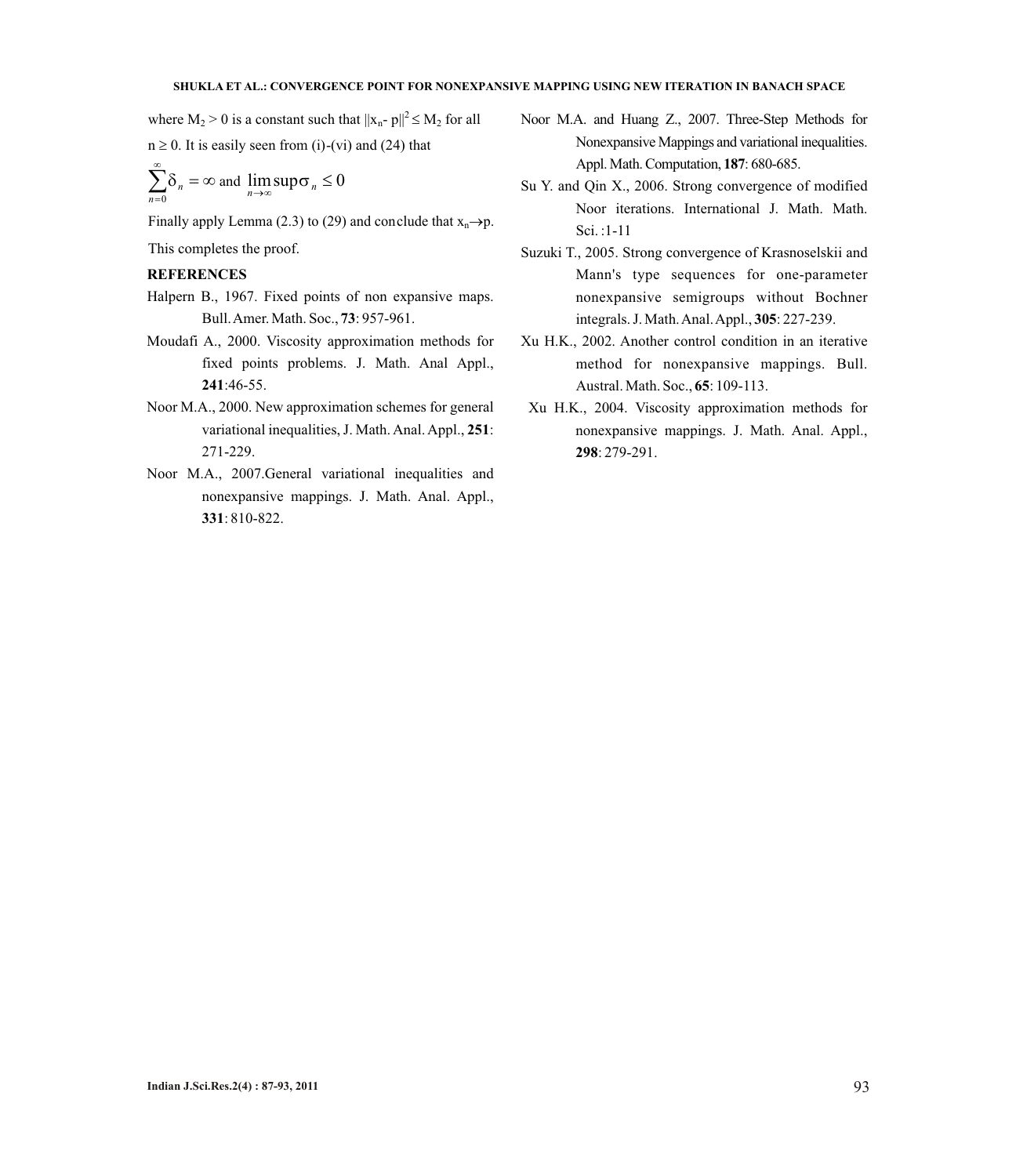where $M_2 > 0$ is a constant such that $||x_n - p||^2 \leq M_2$ for all $n \geq 0$. It is easily seen from (i)-(vi) and (24) that

$$\sum_{n=0}^{\infty} \delta_n = \infty \text{ and } \limsup_{n \to \infty} \sigma_n \leq 0$$

Finally apply Lemma (2.3) to (29) and conclude that $x_n \rightarrow p$.

This completes the proof.

## REFERENCES

Halpern B., 1967. Fixed points of non expansive maps. Bull. Amer. Math. Soc., **73**: 957-961.

Moudafi A., 2000. Viscosity approximation methods for fixed points problems. J. Math. Anal Appl., **241**:46-55.

Noor M.A., 2000. New approximation schemes for general variational inequalities, J. Math. Anal. Appl., **251**: 271-229.

Noor M.A., 2007.General variational inequalities and nonexpansive mappings. J. Math. Anal. Appl., **331**: 810-822.

Noor M.A. and Huang Z., 2007. Three-Step Methods for Nonexpansive Mappings and variational inequalities. Appl. Math. Computation, **187**: 680-685.

Su Y. and Qin X., 2006. Strong convergence of modified Noor iterations. International J. Math. Math. Sci. :1-11

Suzuki T., 2005. Strong convergence of Krasnoselskii and Mann's type sequences for one-parameter nonexpansive semigroups without Bochner integrals. J. Math. Anal. Appl., **305**: 227-239.

Xu H.K., 2002. Another control condition in an iterative method for nonexpansive mappings. Bull. Austral. Math. Soc., **65**: 109-113.

Xu H.K., 2004. Viscosity approximation methods for nonexpansive mappings. J. Math. Anal. Appl., **298**: 279-291.